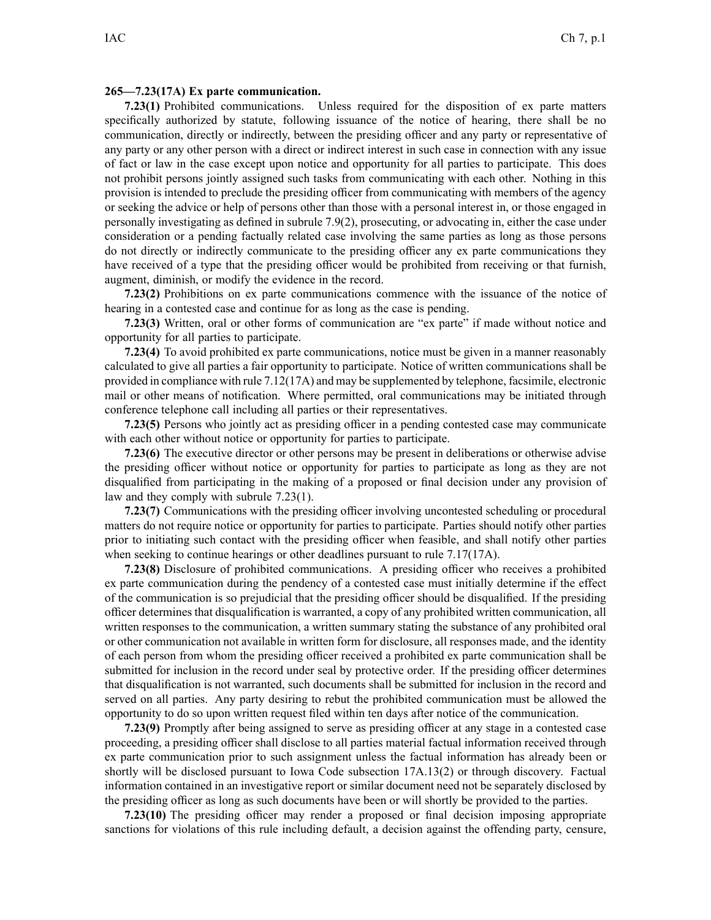**265—7.23(17A) Ex parte communication.**

**7.23(1)** Prohibited communications. Unless required for the disposition of ex parte matters specifically authorized by statute, following issuance of the notice of hearing, there shall be no communication, directly or indirectly, between the presiding officer and any party or representative of any party or any other person with a direct or indirect interest in such case in connection with any issue of fact or law in the case except upon notice and opportunity for all parties to participate. This does not prohibit persons jointly assigned such tasks from communicating with each other. Nothing in this provision is intended to preclude the presiding officer from communicating with members of the agency or seeking the advice or help of persons other than those with a personal interest in, or those engaged in personally investigating as defined in subrule 7.9(2), prosecuting, or advocating in, either the case under consideration or a pending factually related case involving the same parties as long as those persons do not directly or indirectly communicate to the presiding officer any ex parte communications they have received of a type that the presiding officer would be prohibited from receiving or that furnish, augment, diminish, or modify the evidence in the record.

**7.23(2)** Prohibitions on ex parte communications commence with the issuance of the notice of hearing in a contested case and continue for as long as the case is pending.

**7.23(3)** Written, oral or other forms of communication are "ex parte" if made without notice and opportunity for all parties to participate.

**7.23(4)** To avoid prohibited ex parte communications, notice must be given in a manner reasonably calculated to give all parties a fair opportunity to participate. Notice of written communications shall be provided in compliance with rule 7.12(17A) and may be supplemented by telephone, facsimile, electronic mail or other means of notification. Where permitted, oral communications may be initiated through conference telephone call including all parties or their representatives.

**7.23(5)** Persons who jointly act as presiding officer in a pending contested case may communicate with each other without notice or opportunity for parties to participate.

**7.23(6)** The executive director or other persons may be present in deliberations or otherwise advise the presiding officer without notice or opportunity for parties to participate as long as they are not disqualified from participating in the making of a proposed or final decision under any provision of law and they comply with subrule 7.23(1).

**7.23(7)** Communications with the presiding officer involving uncontested scheduling or procedural matters do not require notice or opportunity for parties to participate. Parties should notify other parties prior to initiating such contact with the presiding officer when feasible, and shall notify other parties when seeking to continue hearings or other deadlines pursuant to rule 7.17(17A).

**7.23(8)** Disclosure of prohibited communications. A presiding officer who receives a prohibited ex parte communication during the pendency of a contested case must initially determine if the effect of the communication is so prejudicial that the presiding officer should be disqualified. If the presiding officer determines that disqualification is warranted, a copy of any prohibited written communication, all written responses to the communication, a written summary stating the substance of any prohibited oral or other communication not available in written form for disclosure, all responses made, and the identity of each person from whom the presiding officer received a prohibited ex parte communication shall be submitted for inclusion in the record under seal by protective order. If the presiding officer determines that disqualification is not warranted, such documents shall be submitted for inclusion in the record and served on all parties. Any party desiring to rebut the prohibited communication must be allowed the opportunity to do so upon written request filed within ten days after notice of the communication.

**7.23(9)** Promptly after being assigned to serve as presiding officer at any stage in a contested case proceeding, a presiding officer shall disclose to all parties material factual information received through ex parte communication prior to such assignment unless the factual information has already been or shortly will be disclosed pursuant to Iowa Code subsection 17A.13(2) or through discovery. Factual information contained in an investigative report or similar document need not be separately disclosed by the presiding officer as long as such documents have been or will shortly be provided to the parties.

**7.23(10)** The presiding officer may render a proposed or final decision imposing appropriate sanctions for violations of this rule including default, a decision against the offending party, censure,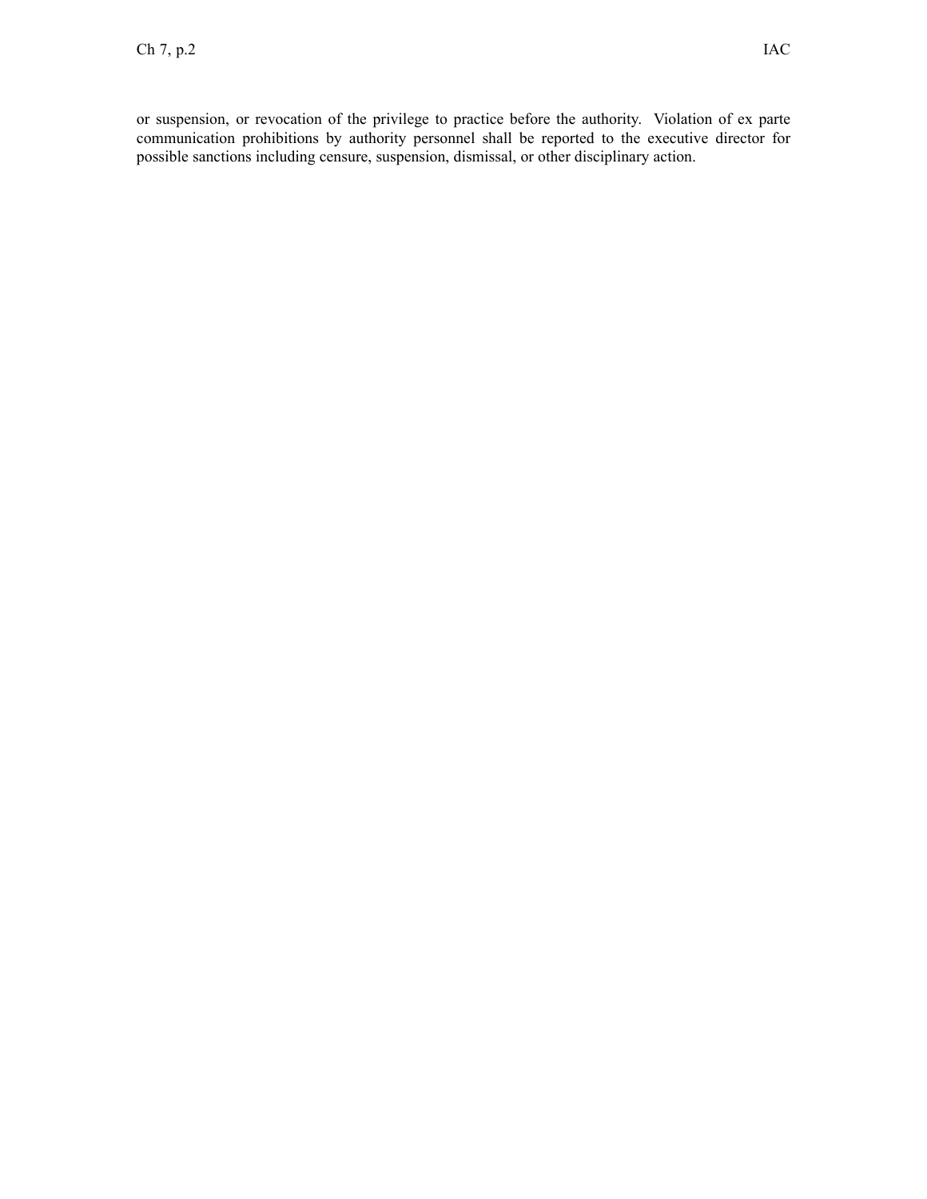or suspension, or revocation of the privilege to practice before the authority. Violation of ex parte communication prohibitions by authority personnel shall be reported to the executive director for possible sanctions including censure, suspension, dismissal, or other disciplinary action.